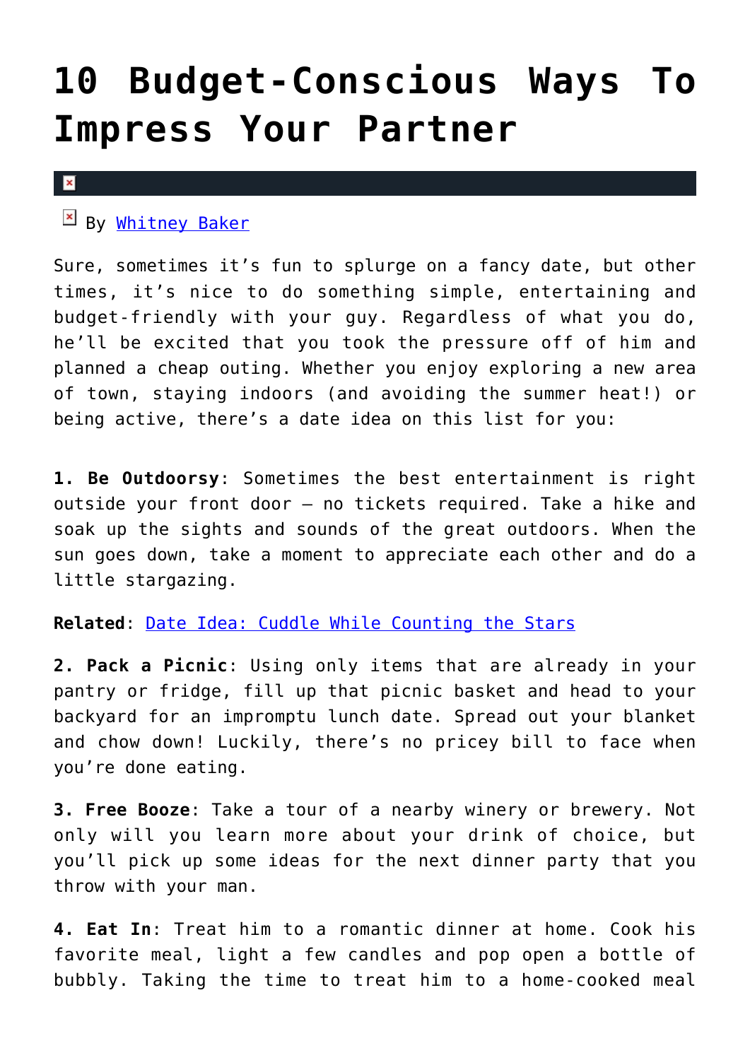# 10 Budget-Conscious Ways To Impress Your Partner

By [Whitney Baker]

Sure, sometimes it's fun to splurge on a fancy date, but other times, it's nice to do something simple, entertaining and budget-friendly with your guy. Regardless of what you do, he'll be excited that you took the pressure off of him and planned a cheap outing. Whether you enjoy exploring a new area of town, staying indoors (and avoiding the summer heat!) or being active, there's a date idea on this list for you:

**1. Be Outdoorsy**: Sometimes the best entertainment is right outside your front door — no tickets required. Take a hike and soak up the sights and sounds of the great outdoors. When the sun goes down, take a moment to appreciate each other and do a little stargazing.

**Related**: [Date Idea: Cuddle While Counting the Stars]

**2. Pack a Picnic**: Using only items that are already in your pantry or fridge, fill up that picnic basket and head to your backyard for an impromptu lunch date. Spread out your blanket and chow down! Luckily, there's no pricey bill to face when you're done eating.

**3. Free Booze**: Take a tour of a nearby winery or brewery. Not only will you learn more about your drink of choice, but you'll pick up some ideas for the next dinner party that you throw with your man.

**4. Eat In**: Treat him to a romantic dinner at home. Cook his favorite meal, light a few candles and pop open a bottle of bubbly. Taking the time to treat him to a home-cooked meal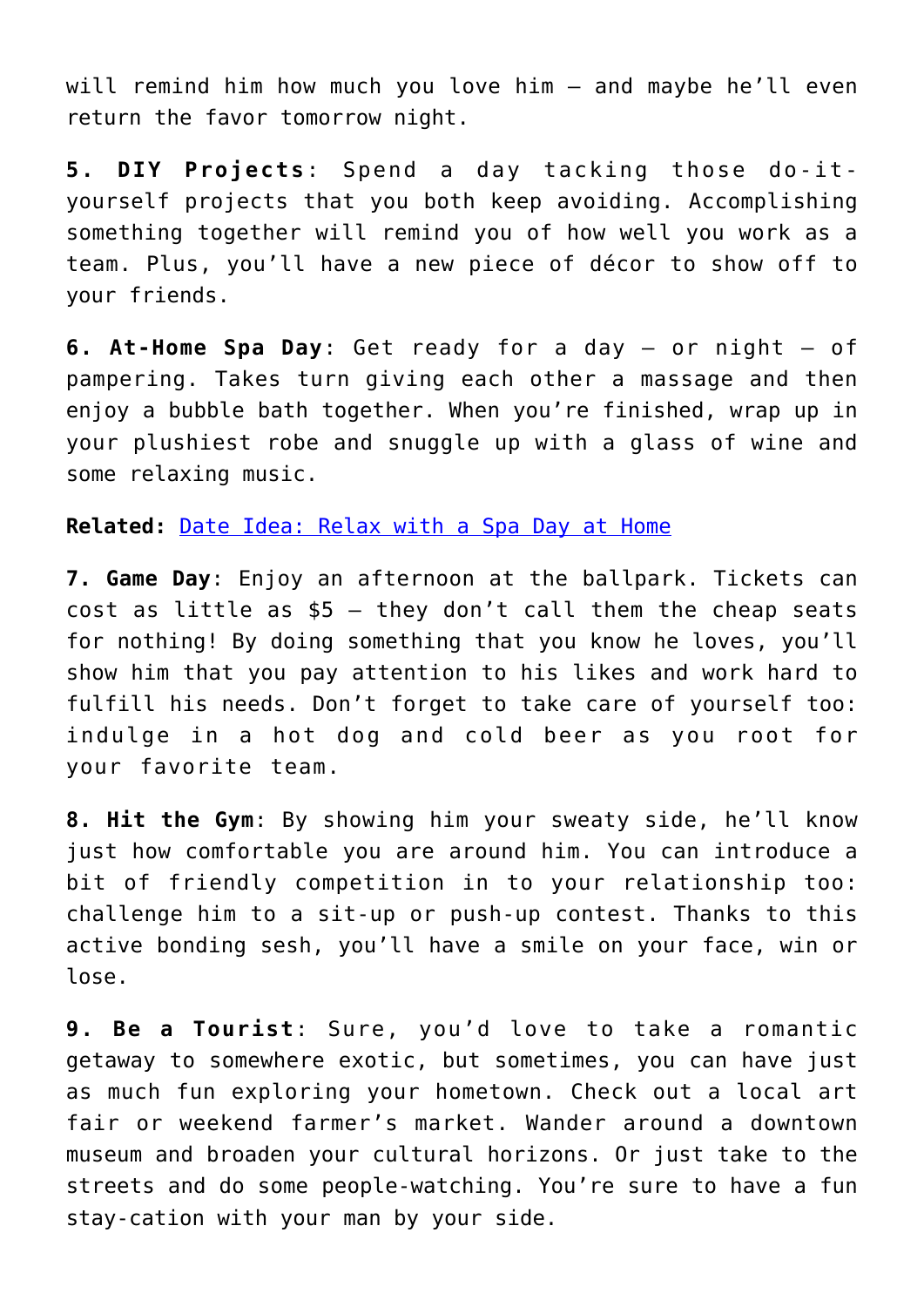will remind him how much you love him — and maybe he'll even return the favor tomorrow night.

**5. DIY Projects**: Spend a day tacking those do-it-yourself projects that you both keep avoiding. Accomplishing something together will remind you of how well you work as a team. Plus, you'll have a new piece of décor to show off to your friends.

**6. At-Home Spa Day**: Get ready for a day — or night — of pampering. Takes turn giving each other a massage and then enjoy a bubble bath together. When you're finished, wrap up in your plushiest robe and snuggle up with a glass of wine and some relaxing music.

**Related:** [Date Idea: Relax with a Spa Day at Home]

**7. Game Day**: Enjoy an afternoon at the ballpark. Tickets can cost as little as $5 — they don't call them the cheap seats for nothing! By doing something that you know he loves, you'll show him that you pay attention to his likes and work hard to fulfill his needs. Don't forget to take care of yourself too: indulge in a hot dog and cold beer as you root for your favorite team.

**8. Hit the Gym**: By showing him your sweaty side, he'll know just how comfortable you are around him. You can introduce a bit of friendly competition in to your relationship too: challenge him to a sit-up or push-up contest. Thanks to this active bonding sesh, you'll have a smile on your face, win or lose.

**9. Be a Tourist**: Sure, you'd love to take a romantic getaway to somewhere exotic, but sometimes, you can have just as much fun exploring your hometown. Check out a local art fair or weekend farmer's market. Wander around a downtown museum and broaden your cultural horizons. Or just take to the streets and do some people-watching. You're sure to have a fun stay-cation with your man by your side.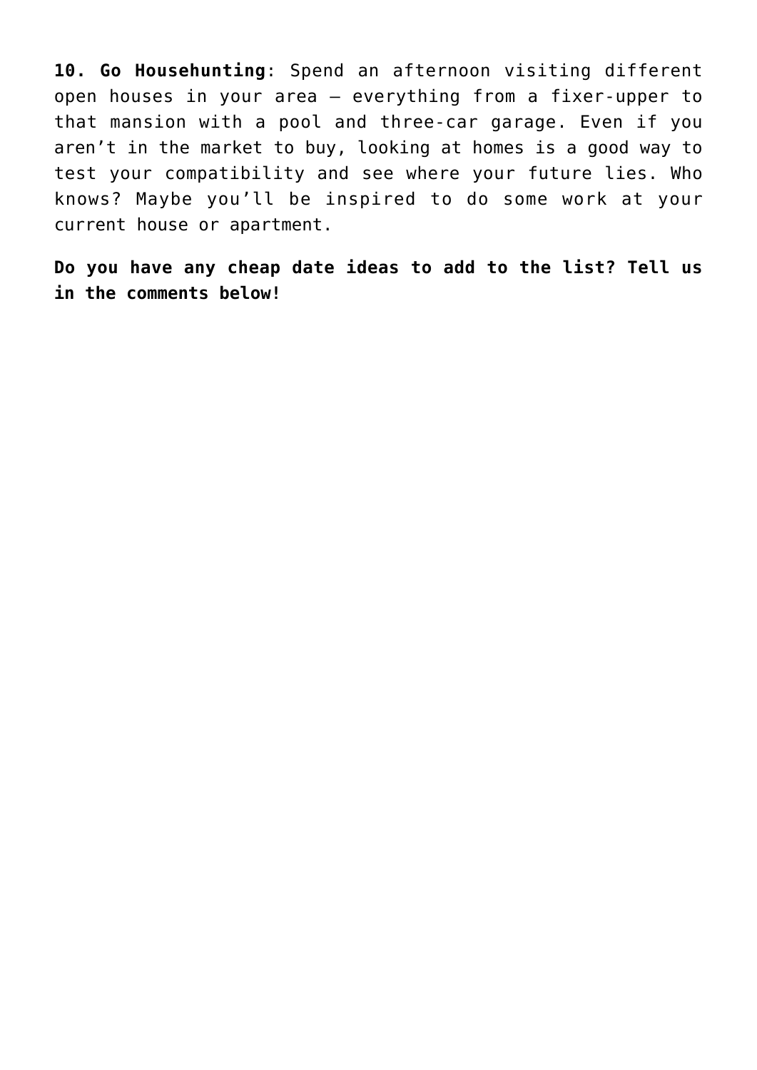**10. Go Househunting**: Spend an afternoon visiting different open houses in your area – everything from a fixer-upper to that mansion with a pool and three-car garage. Even if you aren't in the market to buy, looking at homes is a good way to test your compatibility and see where your future lies. Who knows? Maybe you'll be inspired to do some work at your current house or apartment.

**Do you have any cheap date ideas to add to the list? Tell us in the comments below!**